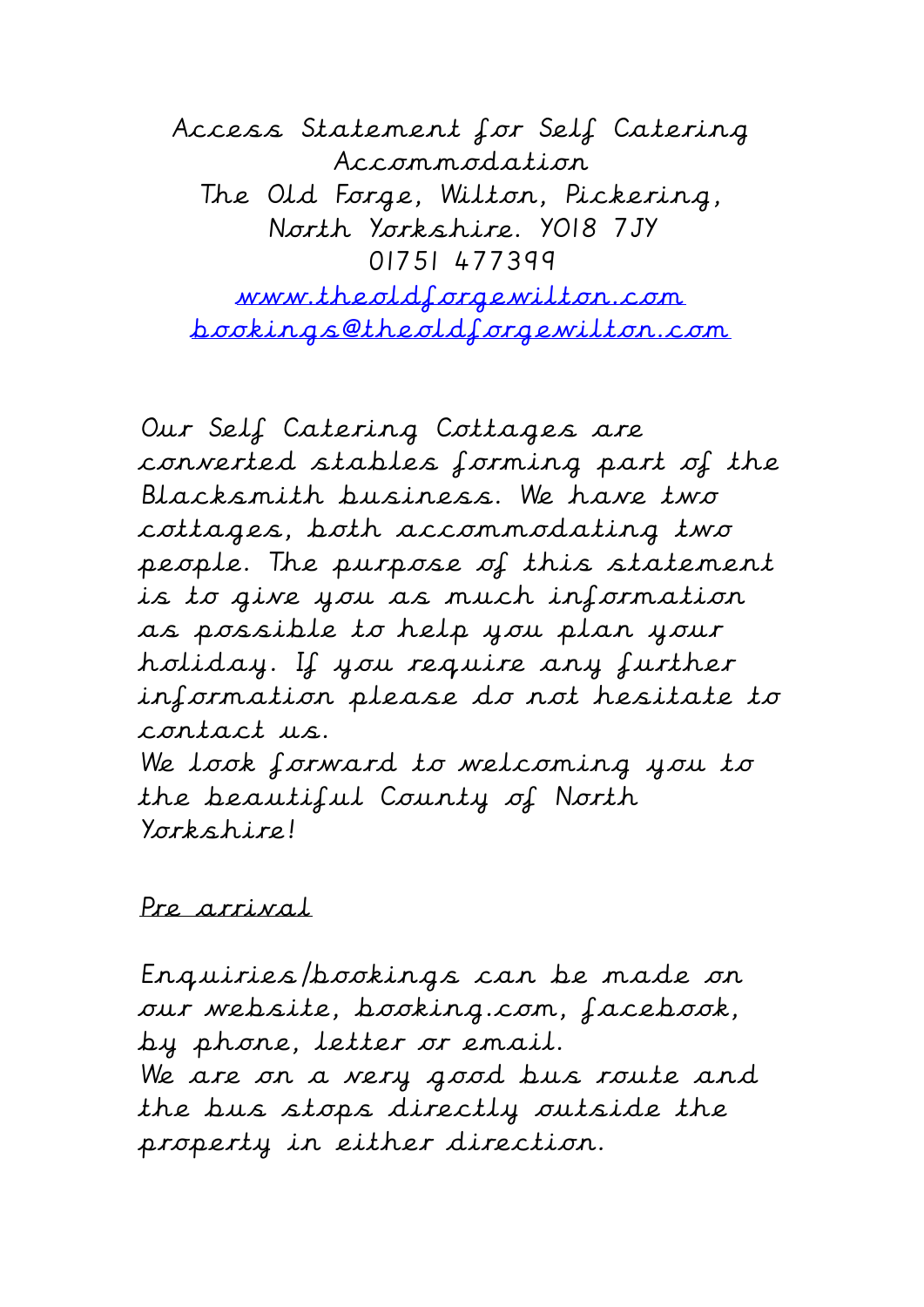# Access Statement for Self Catering Accommodation

The Old Forge, Wilton, Pickering, North Yorkshire. YO18 7JY

01751 477399

[www.theoldforgewilton.com](http://www.theoldforgewilton.com)

[bookings@theoldforgewilton.com](mailto:bookings@theoldforgewilton.com)

Our Self Catering Cottages are converted stables forming part of the Blacksmith business. We have two cottages, both accommodating two people. The purpose of this statement is to give you as much information as possible to help you plan your holiday. If you require any further information please do not hesitate to contact us.

We look forward to welcoming you to the beautiful County of North Yorkshire!

## Pre arrival

Enquiries/bookings can be made on our website, booking.com, facebook, by phone, letter or email.

We are on a very good bus route and the bus stops directly outside the property in either direction.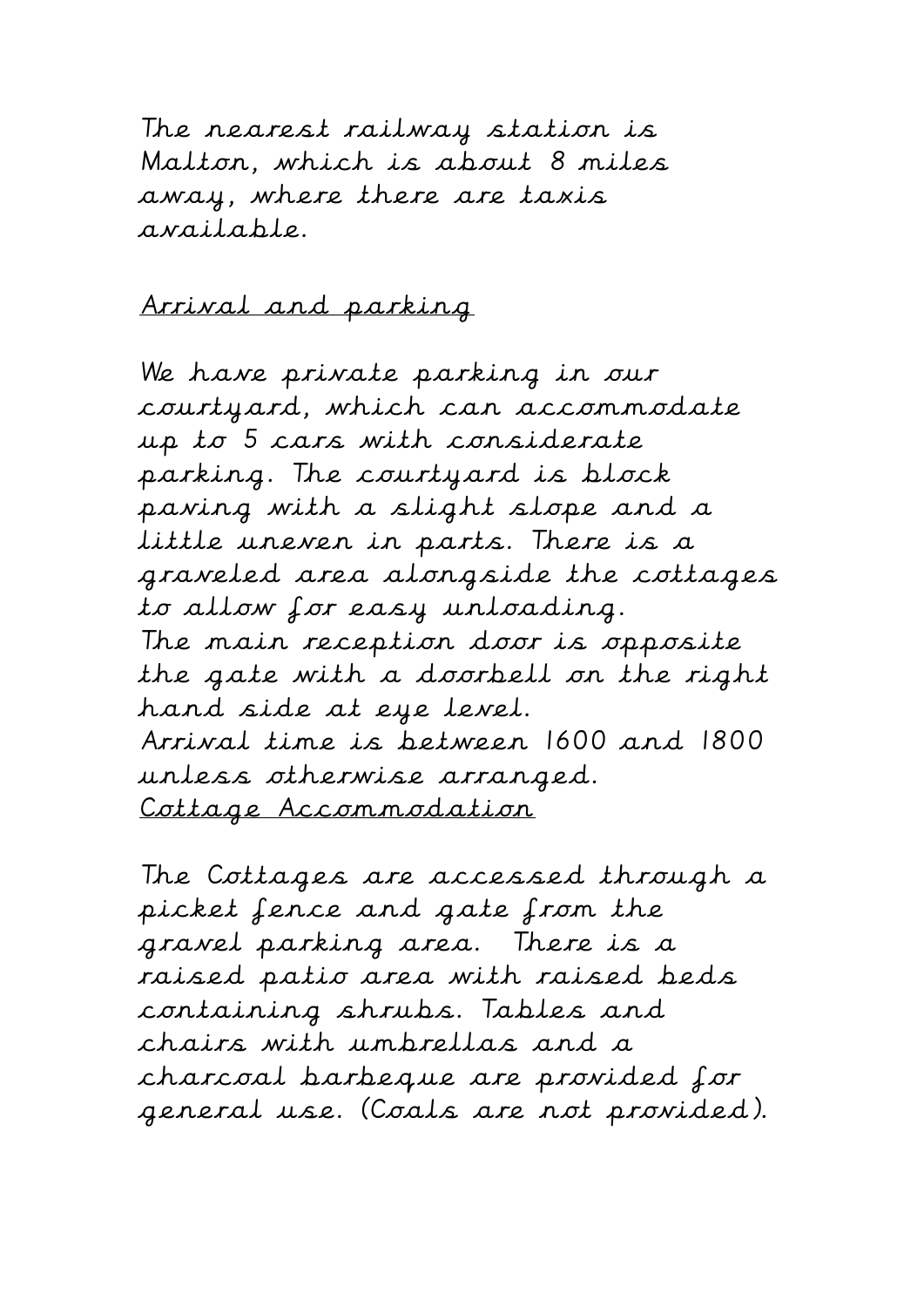The nearest railway station is Malton, which is about 8 miles away, where there are taxis available.

## Arrival and parking

We have private parking in our courtyard, which can accommodate up to 5 cars with considerate parking. The courtyard is block paving with a slight slope and a little uneven in parts. There is a graveled area alongside the cottages to allow for easy unloading.
The main reception door is opposite the gate with a doorbell on the right hand side at eye level.
Arrival time is between 1600 and 1800 unless otherwise arranged.

## Cottage Accommodation

The Cottages are accessed through a picket fence and gate from the gravel parking area. There is a raised patio area with raised beds containing shrubs. Tables and chairs with umbrellas and a charcoal barbeque are provided for general use. (Coals are not provided).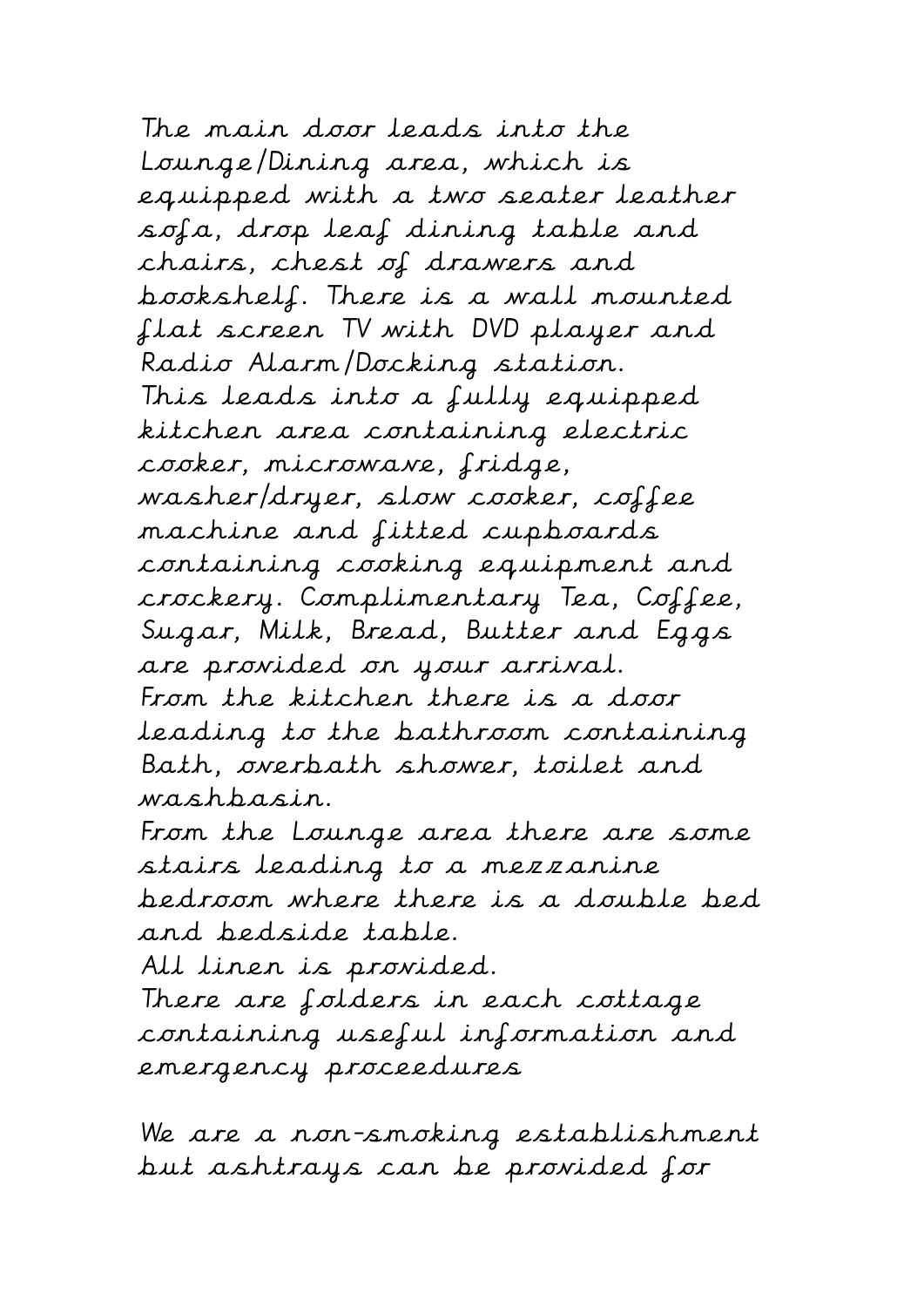The main door leads into the Lounge/Dining area, which is equipped with a two seater leather sofa, drop leaf dining table and chairs, chest of drawers and bookshelf. There is a wall mounted flat screen TV with DVD player and Radio Alarm/Docking station.
This leads into a fully equipped kitchen area containing electric cooker, microwave, fridge, washer/dryer, slow cooker, coffee machine and fitted cupboards containing cooking equipment and crockery. Complimentary Tea, Coffee, Sugar, Milk, Bread, Butter and Eggs are provided on your arrival.
From the kitchen there is a door leading to the bathroom containing Bath, overbath shower, toilet and washbasin.
From the Lounge area there are some stairs leading to a mezzanine bedroom where there is a double bed and bedside table.
All linen is provided.
There are folders in each cottage containing useful information and emergency proceedures

We are a non-smoking establishment but ashtrays can be provided for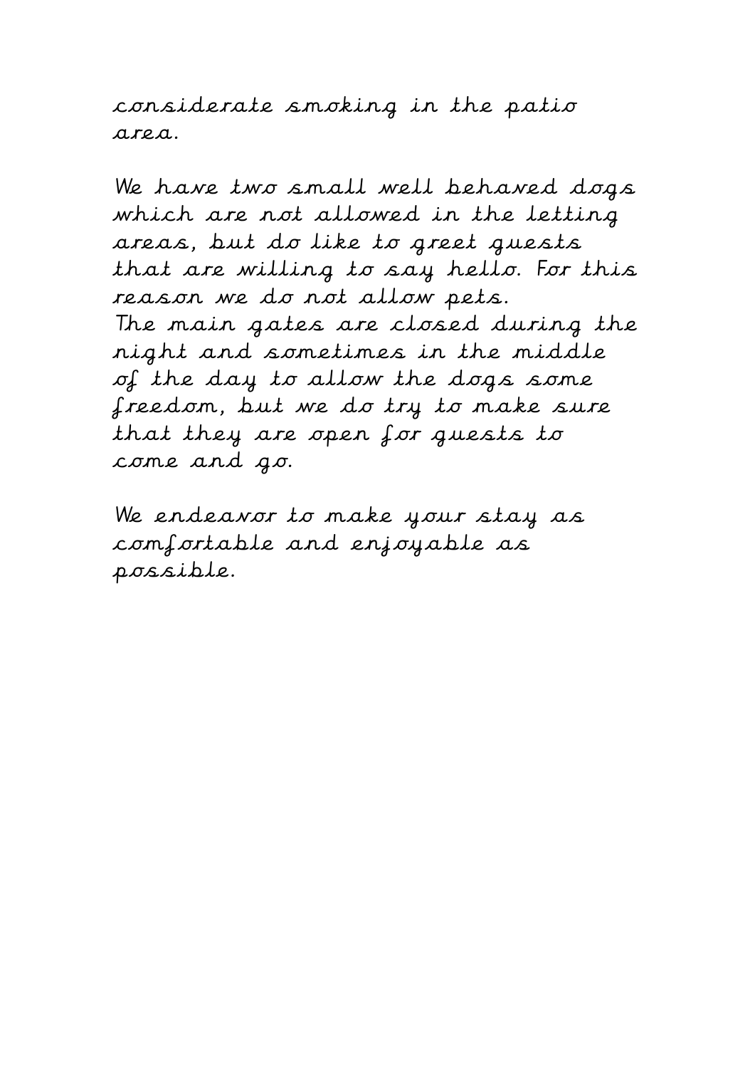considerate smoking in the patio area.

We have two small well behaved dogs which are not allowed in the letting areas, but do like to greet guests that are willing to say hello. For this reason we do not allow pets.
The main gates are closed during the night and sometimes in the middle of the day to allow the dogs some freedom, but we do try to make sure that they are open for guests to come and go.

We endeavor to make your stay as comfortable and enjoyable as possible.